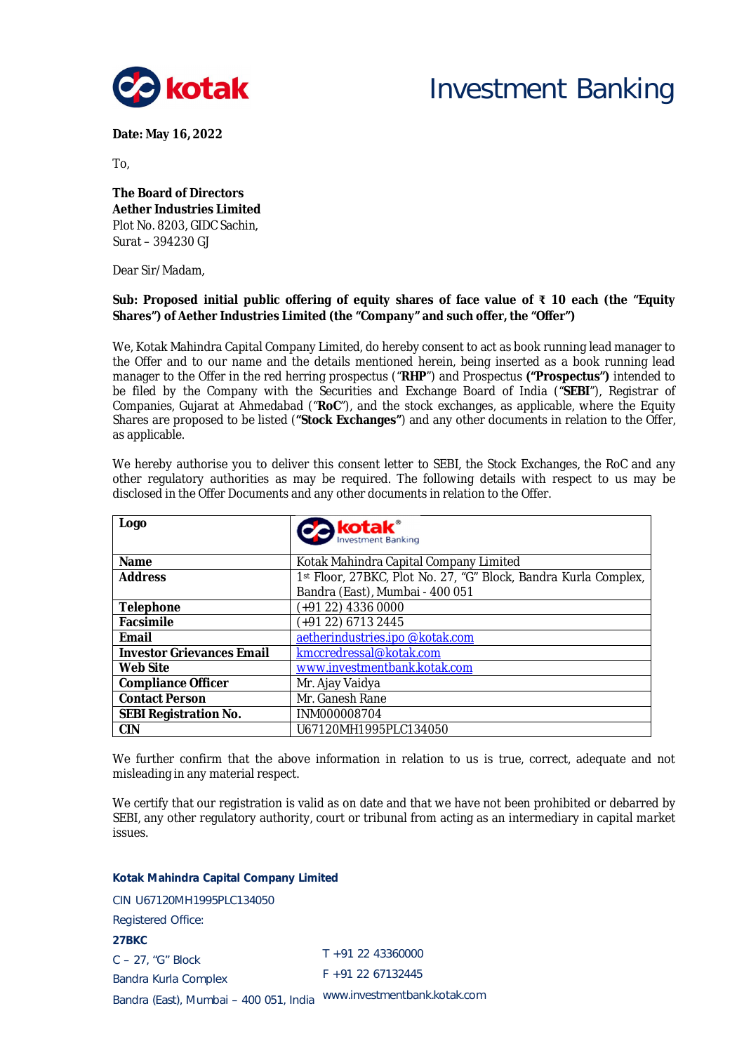Investment Banking

**Date: May 16, 2022**

To,

**The Board of Directors**
**Aether Industries Limited**
Plot No. 8203, GIDC Sachin,
Surat – 394230 GJ

Dear Sir/Madam,

**Sub: Proposed initial public offering of equity shares of face value of ₹ 10 each (the "Equity Shares") of Aether Industries Limited (the "Company" and such offer, the "Offer")**

We, Kotak Mahindra Capital Company Limited, do hereby consent to act as book running lead manager to the Offer and to our name and the details mentioned herein, being inserted as a book running lead manager to the Offer in the red herring prospectus ("**RHP**") and Prospectus **("Prospectus")** intended to be filed by the Company with the Securities and Exchange Board of India ("**SEBI**"), Registrar of Companies, Gujarat at Ahmedabad ("**RoC**"), and the stock exchanges, as applicable, where the Equity Shares are proposed to be listed (**"Stock Exchanges"**) and any other documents in relation to the Offer, as applicable.

We hereby authorise you to deliver this consent letter to SEBI, the Stock Exchanges, the RoC and any other regulatory authorities as may be required. The following details with respect to us may be disclosed in the Offer Documents and any other documents in relation to the Offer.

| **Logo** | kotak® Investment Banking |
|---|---|
| **Name** | Kotak Mahindra Capital Company Limited |
| **Address** | 1st Floor, 27BKC, Plot No. 27, "G" Block, Bandra Kurla Complex, Bandra (East), Mumbai - 400 051 |
| **Telephone** | (+91 22) 4336 0000 |
| **Facsimile** | (+91 22) 6713 2445 |
| **Email** | aetherindustries.ipo @kotak.com |
| **Investor Grievances Email** | kmccredressal@kotak.com |
| **Web Site** | www.investmentbank.kotak.com |
| **Compliance Officer** | Mr. Ajay Vaidya |
| **Contact Person** | Mr. Ganesh Rane |
| **SEBI Registration No.** | INM000008704 |
| **CIN** | U67120MH1995PLC134050 |

We further confirm that the above information in relation to us is true, correct, adequate and not misleading in any material respect.

We certify that our registration is valid as on date and that we have not been prohibited or debarred by SEBI, any other regulatory authority, court or tribunal from acting as an intermediary in capital market issues.

**Kotak Mahindra Capital Company Limited**
CIN U67120MH1995PLC134050
Registered Office:
**27BKC**
C – 27, "G" Block
Bandra Kurla Complex
Bandra (East), Mumbai – 400 051, India

T +91 22 43360000
F +91 22 67132445
www.investmentbank.kotak.com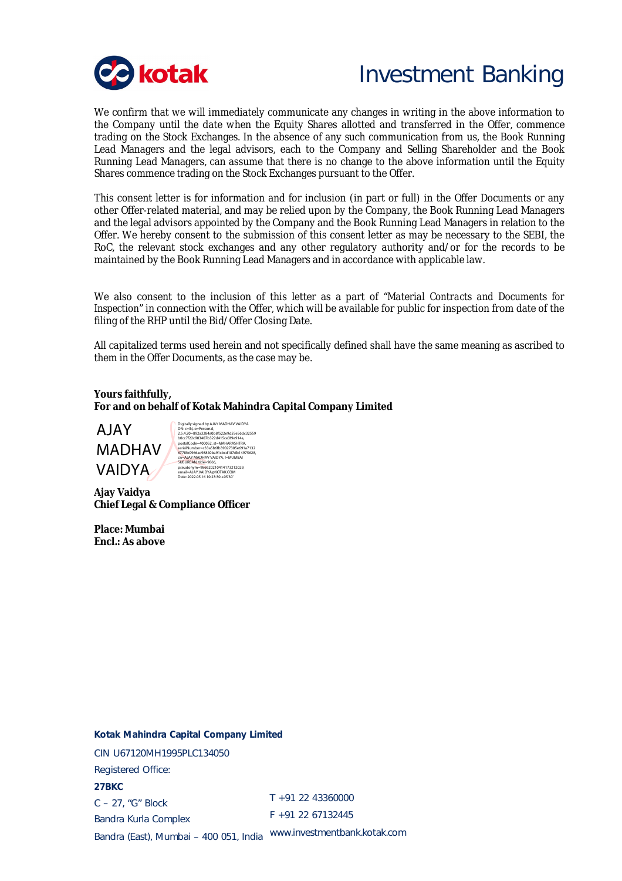We confirm that we will immediately communicate any changes in writing in the above information to the Company until the date when the Equity Shares allotted and transferred in the Offer, commence trading on the Stock Exchanges. In the absence of any such communication from us, the Book Running Lead Managers and the legal advisors, each to the Company and Selling Shareholder and the Book Running Lead Managers, can assume that there is no change to the above information until the Equity Shares commence trading on the Stock Exchanges pursuant to the Offer.

This consent letter is for information and for inclusion (in part or full) in the Offer Documents or any other Offer-related material, and may be relied upon by the Company, the Book Running Lead Managers and the legal advisors appointed by the Company and the Book Running Lead Managers in relation to the Offer. We hereby consent to the submission of this consent letter as may be necessary to the SEBI, the RoC, the relevant stock exchanges and any other regulatory authority and/or for the records to be maintained by the Book Running Lead Managers and in accordance with applicable law.

We also consent to the inclusion of this letter as a part of "Material Contracts and Documents for Inspection" in connection with the Offer, which will be available for public for inspection from date of the filing of the RHP until the Bid/Offer Closing Date.

All capitalized terms used herein and not specifically defined shall have the same meaning as ascribed to them in the Offer Documents, as the case may be.

**Yours faithfully,**
**For and on behalf of Kotak Mahindra Capital Company Limited**

AJAY MADHAV VAIDYA

Digitally signed by AJAY MADHAV VAIDYA
DN: c=IN, o=Personal, 2.5.4.20=892a3284a0b8f522e9d55e56dc32559b0cc7f22c903407b322d415ce3f9e914a, postalCode=400052, st=MAHARASHTRA, serialNumber=c33a5b6fb39027305e691a71326778fe0966ac98840ba91cbcd187db14975628, cn=AJAY MADHAV VAIDYA, l=MUMBAI SUBURBAN, title=9866, pseudonym=986620210414173212029, email=AJAY.VAIDYA@KOTAK.COM
Date: 2022.05.16 10:23:30 +05'30'

**Ajay Vaidya**
**Chief Legal & Compliance Officer**

**Place: Mumbai**
**Encl.: As above**

**Kotak Mahindra Capital Company Limited**
CIN U67120MH1995PLC134050
Registered Office:
**27BKC**
C – 27, "G" Block
Bandra Kurla Complex
Bandra (East), Mumbai – 400 051, India

T +91 22 43360000
F +91 22 67132445
www.investmentbank.kotak.com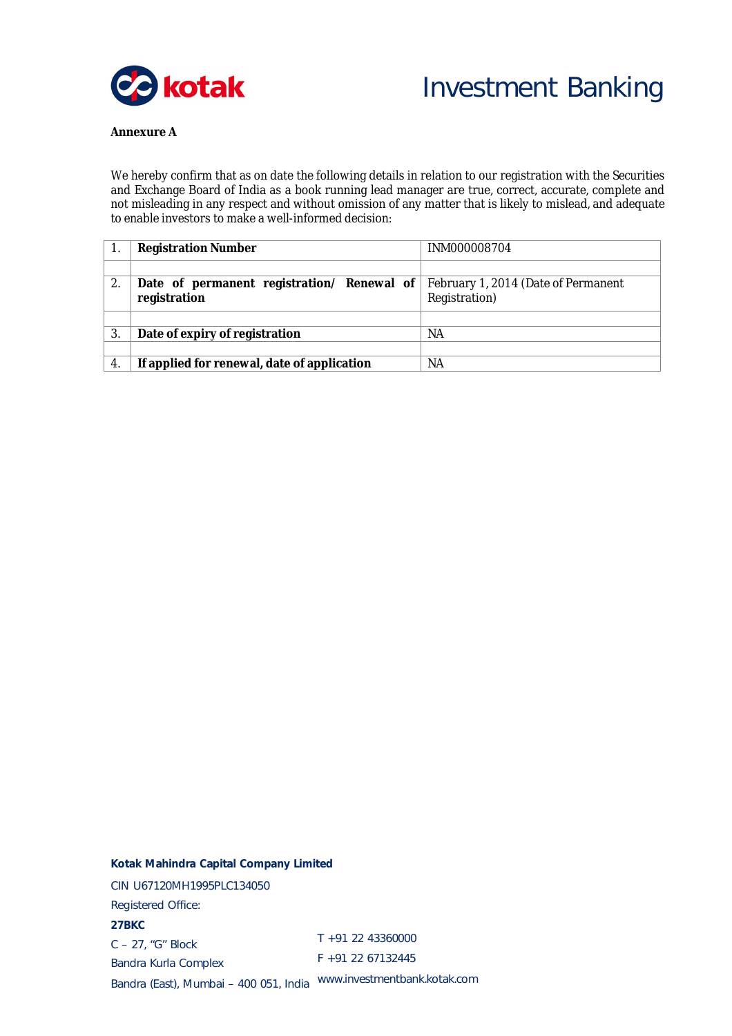**Annexure A**

We hereby confirm that as on date the following details in relation to our registration with the Securities and Exchange Board of India as a book running lead manager are true, correct, accurate, complete and not misleading in any respect and without omission of any matter that is likely to mislead, and adequate to enable investors to make a well-informed decision:

| | | |
|---|---|---|
| 1. | **Registration Number** | INM000008704 |
| | | |
| 2. | **Date of permanent registration/ Renewal of registration** | February 1, 2014 (Date of Permanent Registration) |
| | | |
| 3. | **Date of expiry of registration** | NA |
| | | |
| 4. | **If applied for renewal, date of application** | NA |

**Kotak Mahindra Capital Company Limited**

CIN U67120MH1995PLC134050

Registered Office:

**27BKC**

C – 27, "G" Block

Bandra Kurla Complex

Bandra (East), Mumbai – 400 051, India

T +91 22 43360000

F +91 22 67132445

www.investmentbank.kotak.com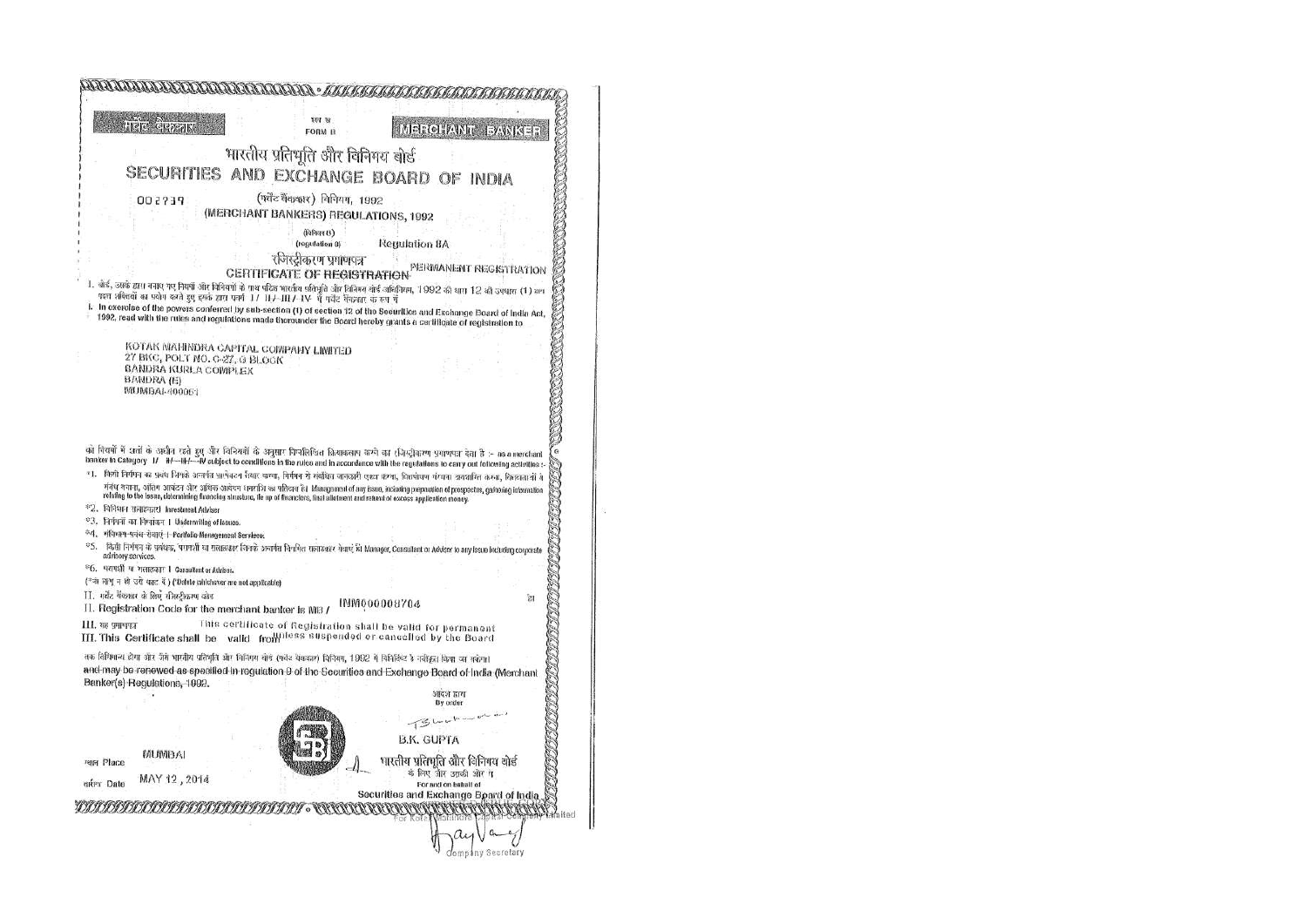मर्चेंट बैंककार | प्ररूप ख FORM B | MERCHANT BANKER

# भारतीय प्रतिभूति और विनिमय बोर्ड
# SECURITIES AND EXCHANGE BOARD OF INDIA

002739

(मर्चेंट बैंककार) विनियम, 1992
(MERCHANT BANKERS) REGULATIONS, 1992

(विनियम 8)
(regulation 8) Regulation 8A

## रजिस्ट्रीकरण प्रमाणपत्र
## CERTIFICATE OF REGISTRATION PERMANENT REGISTRATION

I. बोर्ड, उसके द्वारा बनाए गए नियमों और विनियमों के साथ पठित भारतीय प्रतिभूति और विनिमय बोर्ड अधिनियम, 1992 की धारा 12 की उपधारा (1) द्वारा प्रदत्त शक्तियों का प्रयोग करते हुए इसके द्वारा प्रवर्ग I / II / III / IV में मर्चेंट बैंककार के रूप में

I. In exercise of the powers conferred by sub-section (1) of section 12 of the Securities and Exchange Board of India Act, 1992, read with the rules and regulations made thereunder the Board hereby grants a certificate of registration to

KOTAK MAHINDRA CAPITAL COMPANY LIMITED
27 BKC, PLOT NO. C-27, G BLOCK
BANDRA KURLA COMPLEX
BANDRA (E)
MUMBAI-400051

को नियमों में शर्तों के अधीन रहते हुए और विनियमों के अनुसार निम्नलिखित क्रियाकलाप करने का रजिस्ट्रीकरण प्रमाणपत्र देता है :- as a merchant banker in Category I/ ~~II / III / IV~~ subject to conditions in the rules and in accordance with the regulations to carry out following activities :-

*1. किसी निर्गमन का प्रबंध जिसके अन्तर्गत प्रॉस्पेक्टस तैयार करना, निर्गमन से संबंधित जानकारी एकत्र करना, वित्तपोषण संरचना अवधारित करना, वित्तदाताओं से संबंध बनाना, अंतिम आबंटन और अधिक आवेदन धनराशि का प्रतिदाय है। Management of any issue, including preparation of prospectus, gathering information relating to the issue, determining financing structure, tie up of financiers, final allotment and refund of excess application money.

*2. विनिधान सलाहकार। Investment Adviser

*3. निर्गमों का निम्नांकन। Underwriting of issues.

*4. संविभाग-प्रबंध सेवाएं। Portfolio Management Services.

*5. किसी निर्गमन के प्रबंधक, परामर्शी या सलाहकार जिसके अन्तर्गत निगमित सलाहकार सेवाएं हैं। Manager, Consultant or Adviser to any issue including corporate advisory services.

*6. परामर्शी या सलाहकार। Consultant or Adviser.

(*जो लागू न हो उसे काट दें) (*Delete whichever are not applicable)

II. मर्चेंट बैंककार के लिए रजिस्ट्रीकरण कोड है
II. Registration Code for the merchant banker is MB / INM000008704

III. यह प्रमाणपत्र
III. This Certificate shall be valid from ~~This certificate of Registration shall be valid for permanent~~ unless suspended or cancelled by the Board

तक विधिमान्य होगा और जैसे भारतीय प्रतिभूति और विनिमय बोर्ड (मर्चेंट बैंककार) विनियम, 1992 में विनिर्दिष्ट है नवीकृत किया जा सकेगा।
~~and may be renewed as specified in regulation 9 of the Securities and Exchange Board of India (Merchant Banker(s) Regulations, 1992.~~

आदेश द्वारा
By order

B.K. GUPTA

भारतीय प्रतिभूति और विनिमय बोर्ड
के लिए और उसकी ओर से
For and on behalf of
Securities and Exchange Board of India

स्थान Place MUMBAI

तारीख Date MAY 12, 2014

For Kotak Mahindra Capital Company Limited

Company Secretary